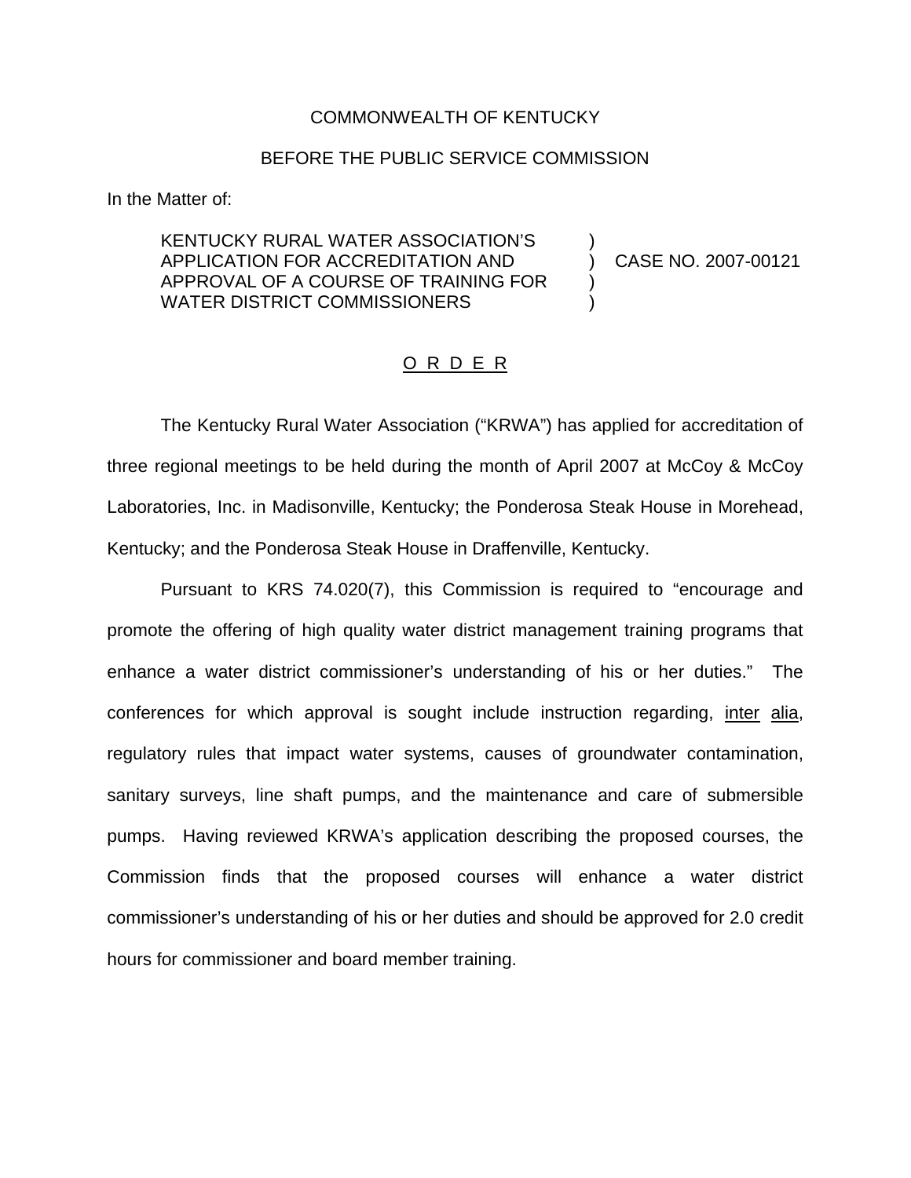COMMONWEALTH OF KENTUCKY

BEFORE THE PUBLIC SERVICE COMMISSION

In the Matter of:

KENTUCKY RURAL WATER ASSOCIATION'S APPLICATION FOR ACCREDITATION AND APPROVAL OF A COURSE OF TRAINING FOR WATER DISTRICT COMMISSIONERS ) CASE NO. 2007-00121

O R D E R

The Kentucky Rural Water Association ("KRWA") has applied for accreditation of three regional meetings to be held during the month of April 2007 at McCoy & McCoy Laboratories, Inc. in Madisonville, Kentucky; the Ponderosa Steak House in Morehead, Kentucky; and the Ponderosa Steak House in Draffenville, Kentucky.

Pursuant to KRS 74.020(7), this Commission is required to "encourage and promote the offering of high quality water district management training programs that enhance a water district commissioner's understanding of his or her duties." The conferences for which approval is sought include instruction regarding, inter alia, regulatory rules that impact water systems, causes of groundwater contamination, sanitary surveys, line shaft pumps, and the maintenance and care of submersible pumps. Having reviewed KRWA's application describing the proposed courses, the Commission finds that the proposed courses will enhance a water district commissioner's understanding of his or her duties and should be approved for 2.0 credit hours for commissioner and board member training.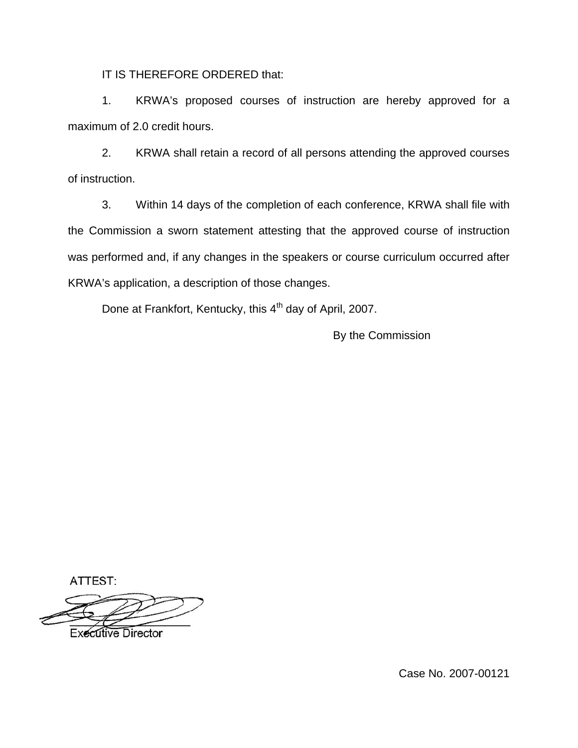IT IS THEREFORE ORDERED that:

1. KRWA's proposed courses of instruction are hereby approved for a maximum of 2.0 credit hours.

2. KRWA shall retain a record of all persons attending the approved courses of instruction.

3. Within 14 days of the completion of each conference, KRWA shall file with the Commission a sworn statement attesting that the approved course of instruction was performed and, if any changes in the speakers or course curriculum occurred after KRWA's application, a description of those changes.

Done at Frankfort, Kentucky, this 4th day of April, 2007.

By the Commission

ATTEST:

Executive Director

Case No. 2007-00121